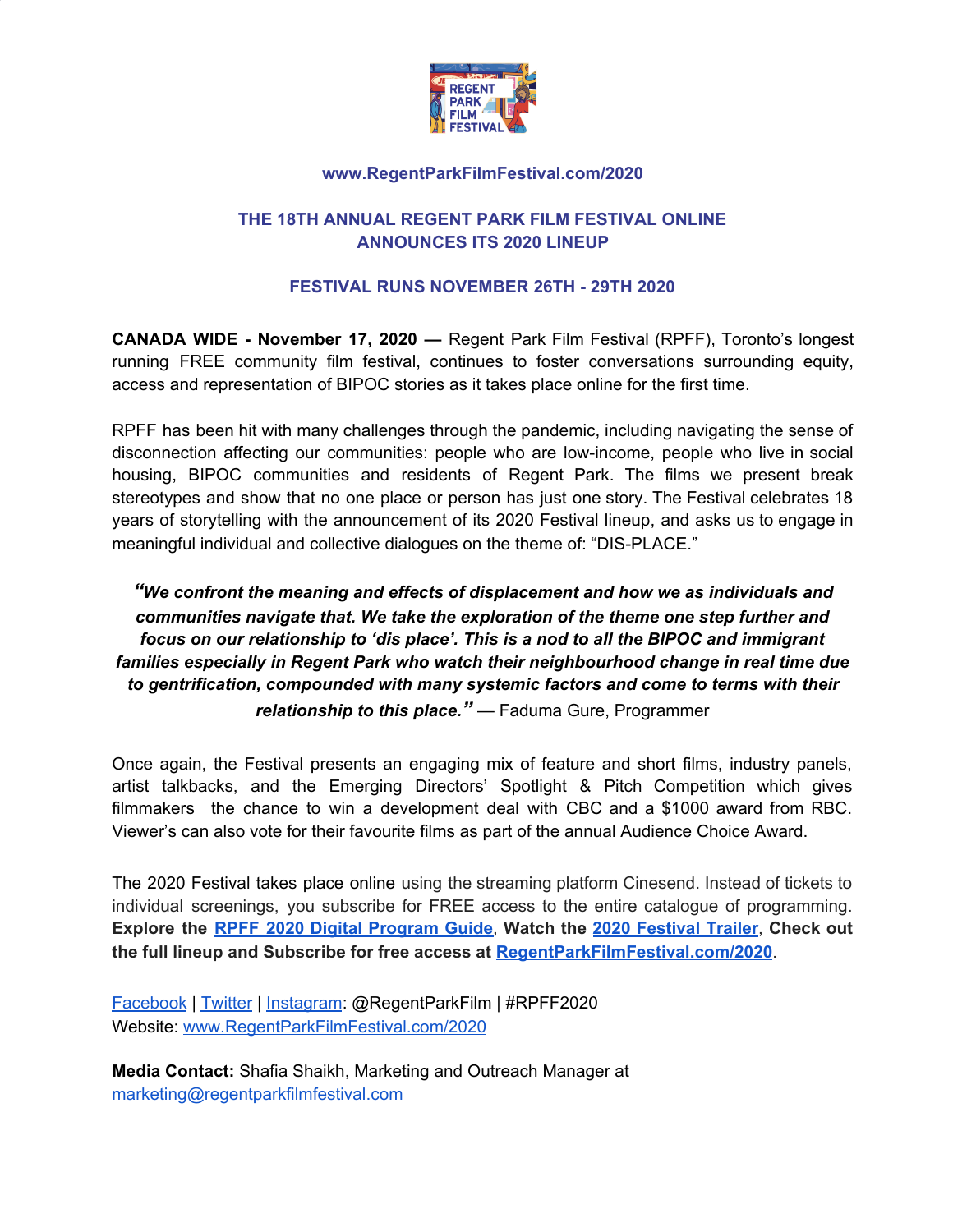**www.RegentParkFilmFestival.com/2020**

## THE 18TH ANNUAL REGENT PARK FILM FESTIVAL ONLINE ANNOUNCES ITS 2020 LINEUP

### FESTIVAL RUNS NOVEMBER 26TH - 29TH 2020

**CANADA WIDE - November 17, 2020 —** Regent Park Film Festival (RPFF), Toronto's longest running FREE community film festival, continues to foster conversations surrounding equity, access and representation of BIPOC stories as it takes place online for the first time.

RPFF has been hit with many challenges through the pandemic, including navigating the sense of disconnection affecting our communities: people who are low-income, people who live in social housing, BIPOC communities and residents of Regent Park. The films we present break stereotypes and show that no one place or person has just one story. The Festival celebrates 18 years of storytelling with the announcement of its 2020 Festival lineup, and asks us to engage in meaningful individual and collective dialogues on the theme of: "DIS-PLACE."

***"We confront the meaning and effects of displacement and how we as individuals and communities navigate that. We take the exploration of the theme one step further and focus on our relationship to 'dis place'. This is a nod to all the BIPOC and immigrant families especially in Regent Park who watch their neighbourhood change in real time due to gentrification, compounded with many systemic factors and come to terms with their relationship to this place."*** — Faduma Gure, Programmer

Once again, the Festival presents an engaging mix of feature and short films, industry panels, artist talkbacks, and the Emerging Directors' Spotlight & Pitch Competition which gives filmmakers the chance to win a development deal with CBC and a $1000 award from RBC. Viewer's can also vote for their favourite films as part of the annual Audience Choice Award.

The 2020 Festival takes place online using the streaming platform Cinesend. Instead of tickets to individual screenings, you subscribe for FREE access to the entire catalogue of programming. **Explore the RPFF 2020 Digital Program Guide, Watch the 2020 Festival Trailer, Check out the full lineup and Subscribe for free access at RegentParkFilmFestival.com/2020**.

Facebook | Twitter | Instagram: @RegentParkFilm | #RPFF2020
Website: www.RegentParkFilmFestival.com/2020

**Media Contact:** Shafia Shaikh, Marketing and Outreach Manager at marketing@regentparkfilmfestival.com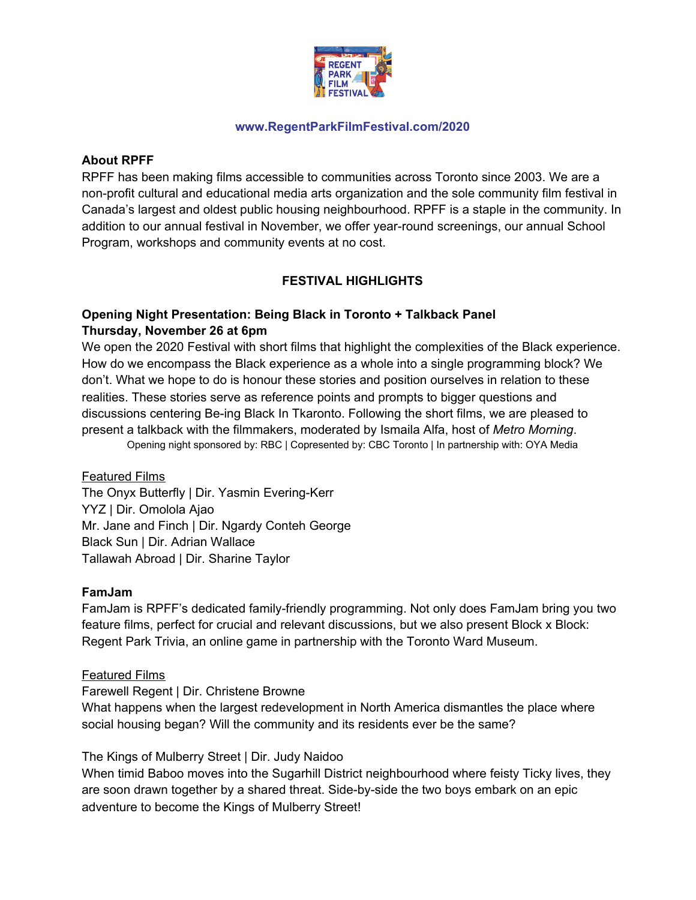www.RegentParkFilmFestival.com/2020

**About RPFF**

RPFF has been making films accessible to communities across Toronto since 2003. We are a non-profit cultural and educational media arts organization and the sole community film festival in Canada's largest and oldest public housing neighbourhood. RPFF is a staple in the community. In addition to our annual festival in November, we offer year-round screenings, our annual School Program, workshops and community events at no cost.

## FESTIVAL HIGHLIGHTS

**Opening Night Presentation: Being Black in Toronto + Talkback Panel**
**Thursday, November 26 at 6pm**

We open the 2020 Festival with short films that highlight the complexities of the Black experience. How do we encompass the Black experience as a whole into a single programming block? We don't. What we hope to do is honour these stories and position ourselves in relation to these realities. These stories serve as reference points and prompts to bigger questions and discussions centering Be-ing Black In Tkaronto. Following the short films, we are pleased to present a talkback with the filmmakers, moderated by Ismaila Alfa, host of *Metro Morning*.

Opening night sponsored by: RBC | Copresented by: CBC Toronto | In partnership with: OYA Media

Featured Films

The Onyx Butterfly | Dir. Yasmin Evering-Kerr
YYZ | Dir. Omolola Ajao
Mr. Jane and Finch | Dir. Ngardy Conteh George
Black Sun | Dir. Adrian Wallace
Tallawah Abroad | Dir. Sharine Taylor

**FamJam**

FamJam is RPFF's dedicated family-friendly programming. Not only does FamJam bring you two feature films, perfect for crucial and relevant discussions, but we also present Block x Block: Regent Park Trivia, an online game in partnership with the Toronto Ward Museum.

Featured Films

Farewell Regent | Dir. Christene Browne
What happens when the largest redevelopment in North America dismantles the place where social housing began? Will the community and its residents ever be the same?

The Kings of Mulberry Street | Dir. Judy Naidoo
When timid Baboo moves into the Sugarhill District neighbourhood where feisty Ticky lives, they are soon drawn together by a shared threat. Side-by-side the two boys embark on an epic adventure to become the Kings of Mulberry Street!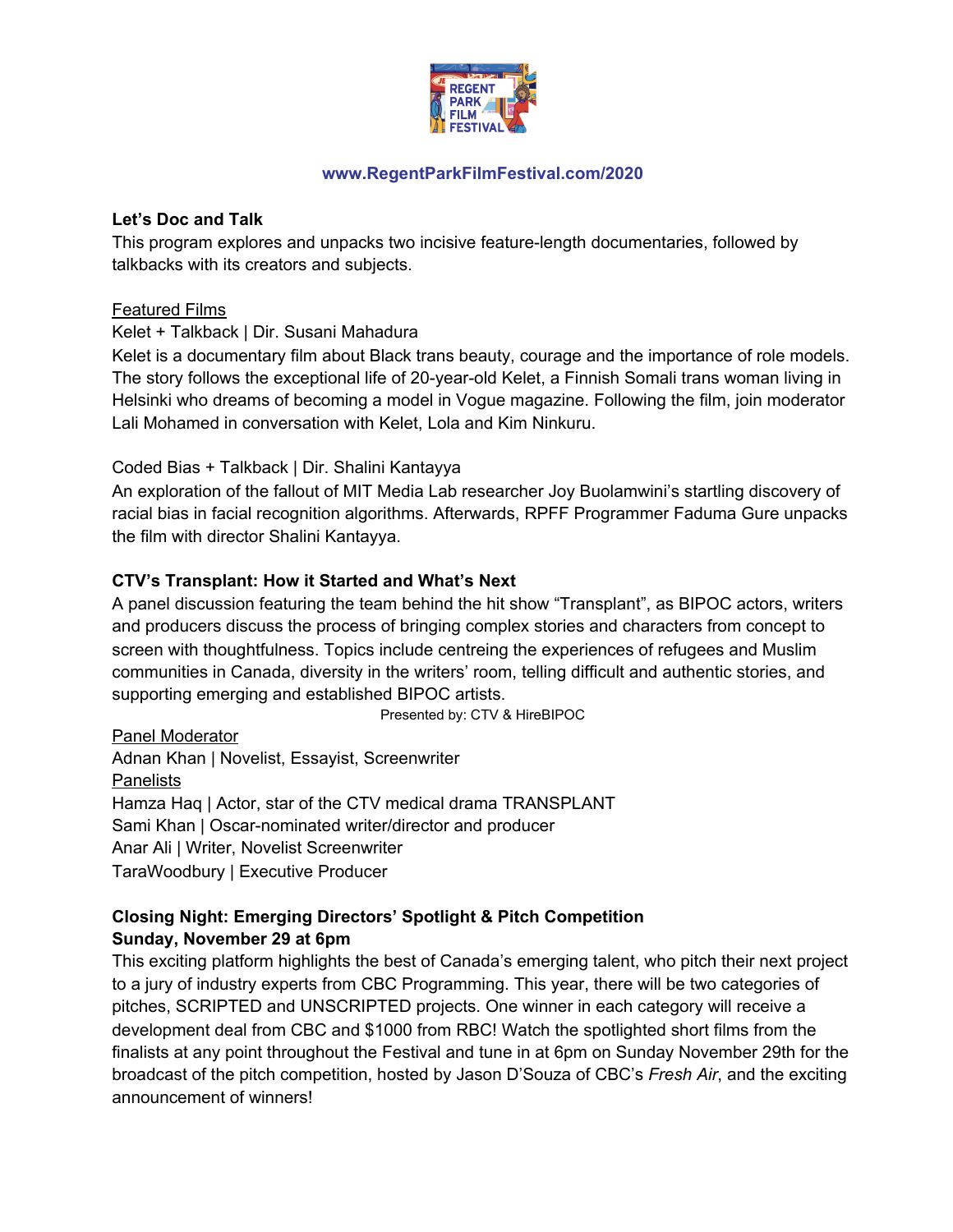www.RegentParkFilmFestival.com/2020

**Let's Doc and Talk**

This program explores and unpacks two incisive feature-length documentaries, followed by talkbacks with its creators and subjects.

Featured Films

Kelet + Talkback | Dir. Susani Mahadura

Kelet is a documentary film about Black trans beauty, courage and the importance of role models. The story follows the exceptional life of 20-year-old Kelet, a Finnish Somali trans woman living in Helsinki who dreams of becoming a model in Vogue magazine. Following the film, join moderator Lali Mohamed in conversation with Kelet, Lola and Kim Ninkuru.

Coded Bias + Talkback | Dir. Shalini Kantayya

An exploration of the fallout of MIT Media Lab researcher Joy Buolamwini's startling discovery of racial bias in facial recognition algorithms. Afterwards, RPFF Programmer Faduma Gure unpacks the film with director Shalini Kantayya.

**CTV's Transplant: How it Started and What's Next**

A panel discussion featuring the team behind the hit show "Transplant", as BIPOC actors, writers and producers discuss the process of bringing complex stories and characters from concept to screen with thoughtfulness. Topics include centreing the experiences of refugees and Muslim communities in Canada, diversity in the writers' room, telling difficult and authentic stories, and supporting emerging and established BIPOC artists.

Presented by: CTV & HireBIPOC

Panel Moderator

Adnan Khan | Novelist, Essayist, Screenwriter

Panelists

Hamza Haq | Actor, star of the CTV medical drama TRANSPLANT

Sami Khan | Oscar-nominated writer/director and producer

Anar Ali | Writer, Novelist Screenwriter

TaraWoodbury | Executive Producer

**Closing Night: Emerging Directors' Spotlight & Pitch Competition**
**Sunday, November 29 at 6pm**

This exciting platform highlights the best of Canada's emerging talent, who pitch their next project to a jury of industry experts from CBC Programming. This year, there will be two categories of pitches, SCRIPTED and UNSCRIPTED projects. One winner in each category will receive a development deal from CBC and $1000 from RBC! Watch the spotlighted short films from the finalists at any point throughout the Festival and tune in at 6pm on Sunday November 29th for the broadcast of the pitch competition, hosted by Jason D'Souza of CBC's *Fresh Air*, and the exciting announcement of winners!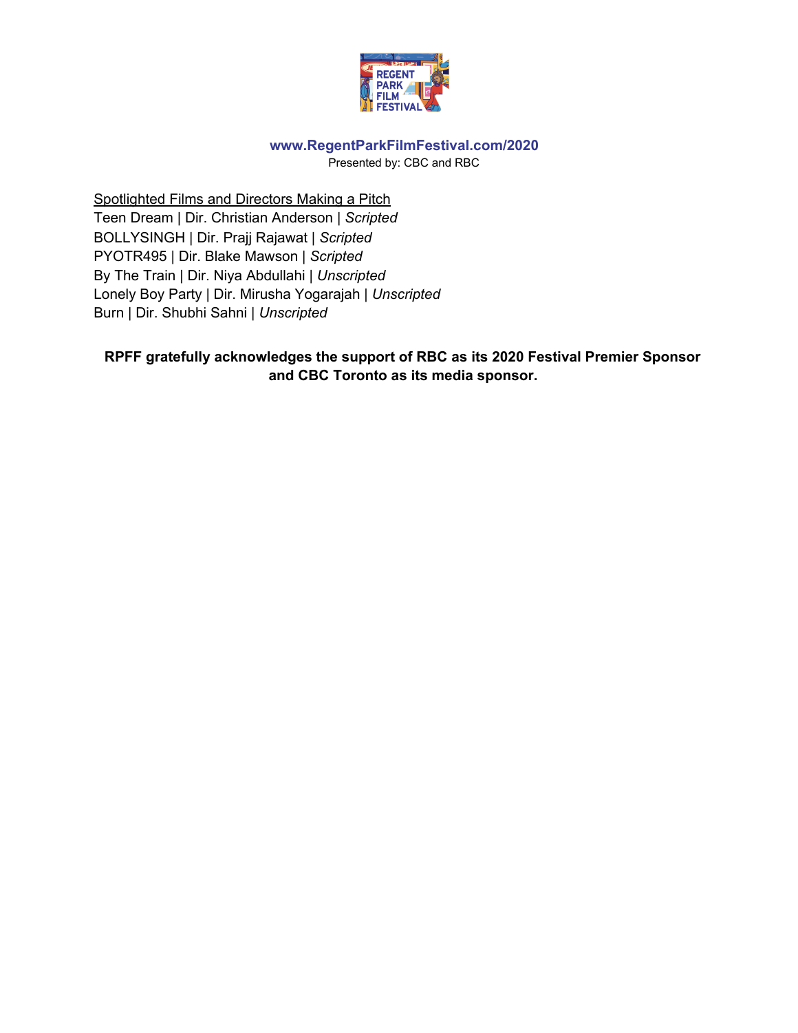**www.RegentParkFilmFestival.com/2020**
Presented by: CBC and RBC

Spotlighted Films and Directors Making a Pitch
Teen Dream | Dir. Christian Anderson | *Scripted*
BOLLYSINGH | Dir. Prajj Rajawat | *Scripted*
PYOTR495 | Dir. Blake Mawson | *Scripted*
By The Train | Dir. Niya Abdullahi | *Unscripted*
Lonely Boy Party | Dir. Mirusha Yogarajah | *Unscripted*
Burn | Dir. Shubhi Sahni | *Unscripted*

**RPFF gratefully acknowledges the support of RBC as its 2020 Festival Premier Sponsor and CBC Toronto as its media sponsor.**